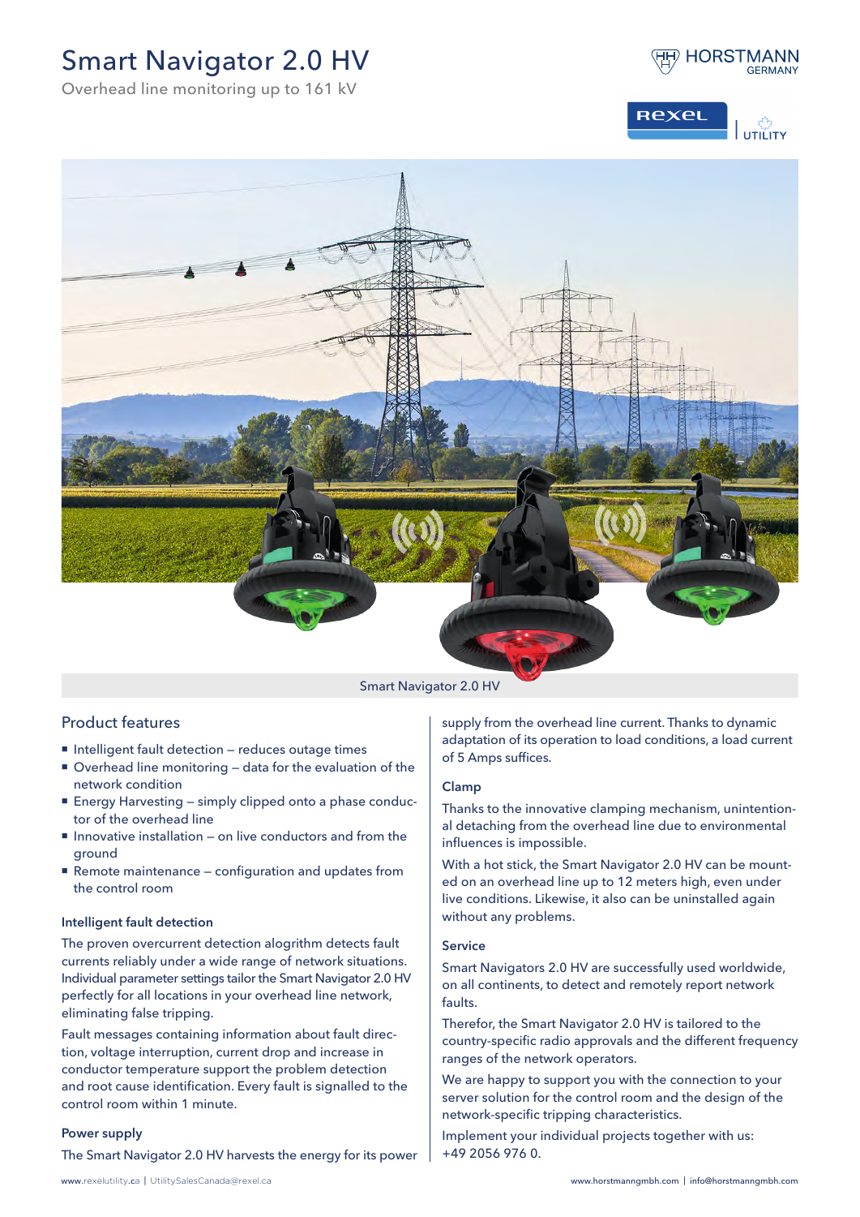# Smart Navigator 2.0 HV

Overhead line monitoring up to 161 kV

Smart Navigator 2.0 HV

## Product features

- Intelligent fault detection – reduces outage times
- Overhead line monitoring – data for the evaluation of the network condition
- Energy Harvesting – simply clipped onto a phase conductor of the overhead line
- Innovative installation – on live conductors and from the ground
- Remote maintenance – configuration and updates from the control room

### Intelligent fault detection

The proven overcurrent detection alogrithm detects fault currents reliably under a wide range of network situations. Individual parameter settings tailor the Smart Navigator 2.0 HV perfectly for all locations in your overhead line network, eliminating false tripping.

Fault messages containing information about fault direction, voltage interruption, current drop and increase in conductor temperature support the problem detection and root cause identification. Every fault is signalled to the control room within 1 minute.

### Power supply

The Smart Navigator 2.0 HV harvests the energy for its power supply from the overhead line current. Thanks to dynamic adaptation of its operation to load conditions, a load current of 5 Amps suffices.

### Clamp

Thanks to the innovative clamping mechanism, unintentional detaching from the overhead line due to environmental influences is impossible.

With a hot stick, the Smart Navigator 2.0 HV can be mounted on an overhead line up to 12 meters high, even under live conditions. Likewise, it also can be uninstalled again without any problems.

### Service

Smart Navigators 2.0 HV are successfully used worldwide, on all continents, to detect and remotely report network faults.

Therefor, the Smart Navigator 2.0 HV is tailored to the country-specific radio approvals and the different frequency ranges of the network operators.

We are happy to support you with the connection to your server solution for the control room and the design of the network-specific tripping characteristics.

Implement your individual projects together with us: +49 2056 976 0.

www.rexelutility.ca | UtilitySalesCanada@rexel.ca

www.horstmanngmbh.com | info@horstmanngmbh.com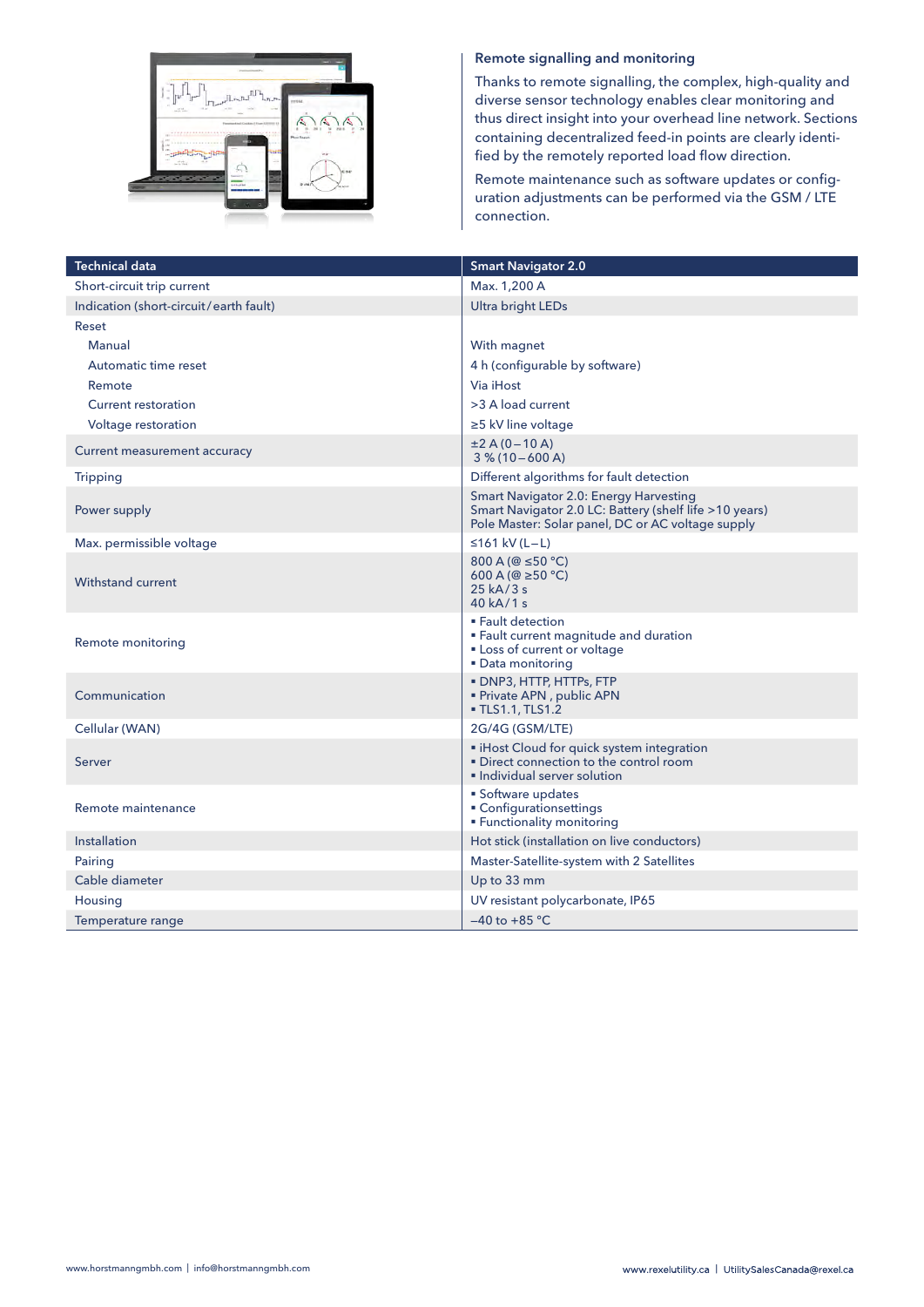### Remote signalling and monitoring

Thanks to remote signalling, the complex, high-quality and diverse sensor technology enables clear monitoring and thus direct insight into your overhead line network. Sections containing decentralized feed-in points are clearly identified by the remotely reported load flow direction.

Remote maintenance such as software updates or configuration adjustments can be performed via the GSM / LTE connection.

| Technical data | Smart Navigator 2.0 |
|---|---|
| Short-circuit trip current | Max. 1,200 A |
| Indication (short-circuit/earth fault) | Ultra bright LEDs |
| Reset | |
| Manual | With magnet |
| Automatic time reset | 4 h (configurable by software) |
| Remote | Via iHost |
| Current restoration | >3 A load current |
| Voltage restoration | ≥5 kV line voltage |
| Current measurement accuracy | ±2 A (0 – 10 A)<br>3 % (10 – 600 A) |
| Tripping | Different algorithms for fault detection |
| Power supply | Smart Navigator 2.0: Energy Harvesting<br>Smart Navigator 2.0 LC: Battery (shelf life >10 years)<br>Pole Master: Solar panel, DC or AC voltage supply |
| Max. permissible voltage | ≤161 kV (L – L) |
| Withstand current | 800 A (@ ≤50 °C)<br>600 A (@ ≥50 °C)<br>25 kA / 3 s<br>40 kA / 1 s |
| Remote monitoring | ▪ Fault detection<br>▪ Fault current magnitude and duration<br>▪ Loss of current or voltage<br>▪ Data monitoring |
| Communication | ▪ DNP3, HTTP, HTTPs, FTP<br>▪ Private APN , public APN<br>▪ TLS1.1, TLS1.2 |
| Cellular (WAN) | 2G/4G (GSM/LTE) |
| Server | ▪ iHost Cloud for quick system integration<br>▪ Direct connection to the control room<br>▪ Individual server solution |
| Remote maintenance | ▪ Software updates<br>▪ Configurationsettings<br>▪ Functionality monitoring |
| Installation | Hot stick (installation on live conductors) |
| Pairing | Master-Satellite-system with 2 Satellites |
| Cable diameter | Up to 33 mm |
| Housing | UV resistant polycarbonate, IP65 |
| Temperature range | –40 to +85 °C |

www.horstmanngmbh.com | info@horstmanngmbh.com

www.rexelutility.ca | UtilitySalesCanada@rexel.ca